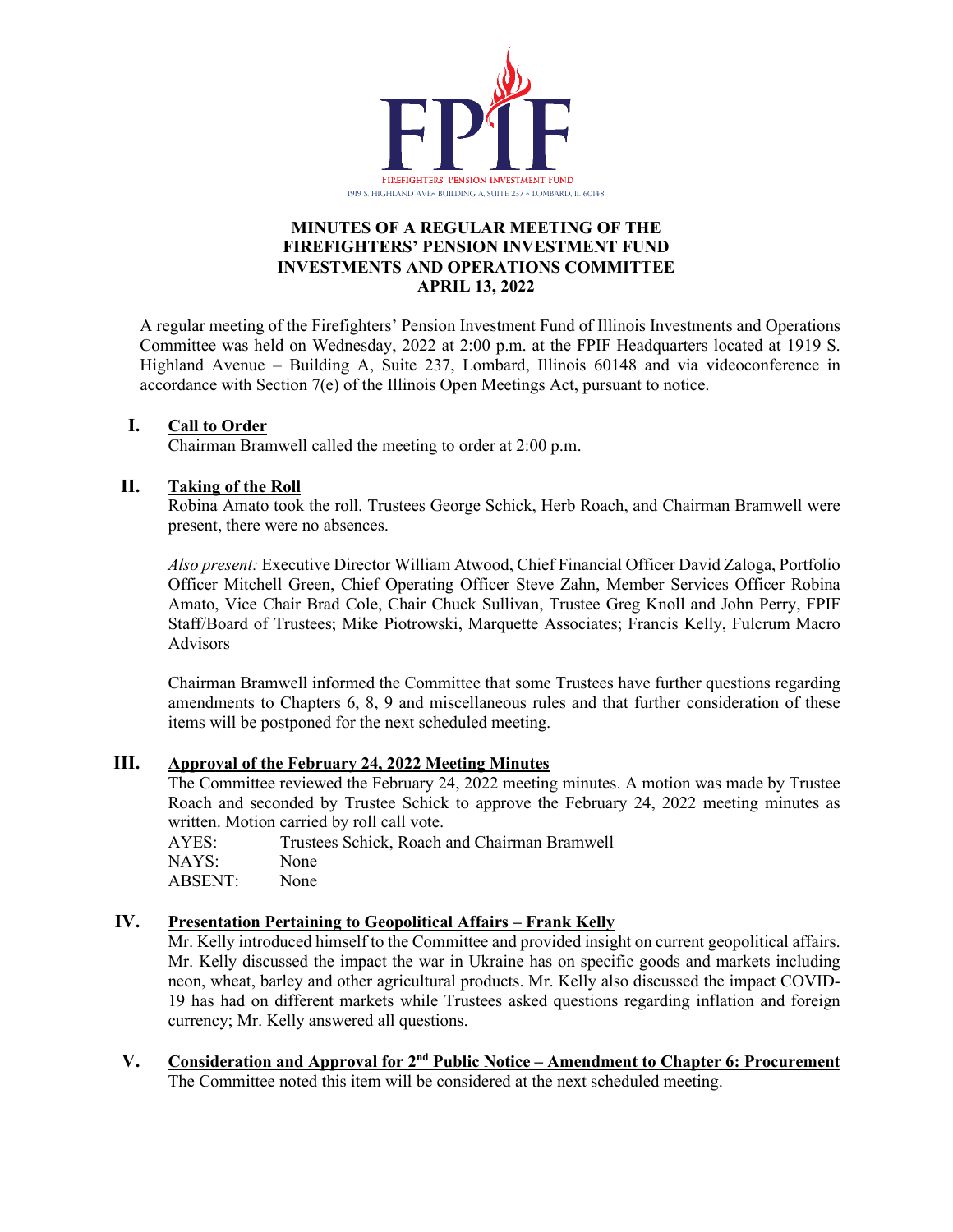FIREFIGHTERS' PENSION INVESTMENT FUND

1919 S. HIGHLAND AVE• BUILDING A, SUITE 237 • LOMBARD, IL 60148

# MINUTES OF A REGULAR MEETING OF THE FIREFIGHTERS' PENSION INVESTMENT FUND INVESTMENTS AND OPERATIONS COMMITTEE APRIL 13, 2022

A regular meeting of the Firefighters' Pension Investment Fund of Illinois Investments and Operations Committee was held on Wednesday, 2022 at 2:00 p.m. at the FPIF Headquarters located at 1919 S. Highland Avenue – Building A, Suite 237, Lombard, Illinois 60148 and via videoconference in accordance with Section 7(e) of the Illinois Open Meetings Act, pursuant to notice.

## I. Call to Order

Chairman Bramwell called the meeting to order at 2:00 p.m.

## II. Taking of the Roll

Robina Amato took the roll. Trustees George Schick, Herb Roach, and Chairman Bramwell were present, there were no absences.

*Also present:* Executive Director William Atwood, Chief Financial Officer David Zaloga, Portfolio Officer Mitchell Green, Chief Operating Officer Steve Zahn, Member Services Officer Robina Amato, Vice Chair Brad Cole, Chair Chuck Sullivan, Trustee Greg Knoll and John Perry, FPIF Staff/Board of Trustees; Mike Piotrowski, Marquette Associates; Francis Kelly, Fulcrum Macro Advisors

Chairman Bramwell informed the Committee that some Trustees have further questions regarding amendments to Chapters 6, 8, 9 and miscellaneous rules and that further consideration of these items will be postponed for the next scheduled meeting.

## III. Approval of the February 24, 2022 Meeting Minutes

The Committee reviewed the February 24, 2022 meeting minutes. A motion was made by Trustee Roach and seconded by Trustee Schick to approve the February 24, 2022 meeting minutes as written. Motion carried by roll call vote.

AYES: Trustees Schick, Roach and Chairman Bramwell
NAYS: None
ABSENT: None

## IV. Presentation Pertaining to Geopolitical Affairs – Frank Kelly

Mr. Kelly introduced himself to the Committee and provided insight on current geopolitical affairs. Mr. Kelly discussed the impact the war in Ukraine has on specific goods and markets including neon, wheat, barley and other agricultural products. Mr. Kelly also discussed the impact COVID-19 has had on different markets while Trustees asked questions regarding inflation and foreign currency; Mr. Kelly answered all questions.

## V. Consideration and Approval for 2nd Public Notice – Amendment to Chapter 6: Procurement

The Committee noted this item will be considered at the next scheduled meeting.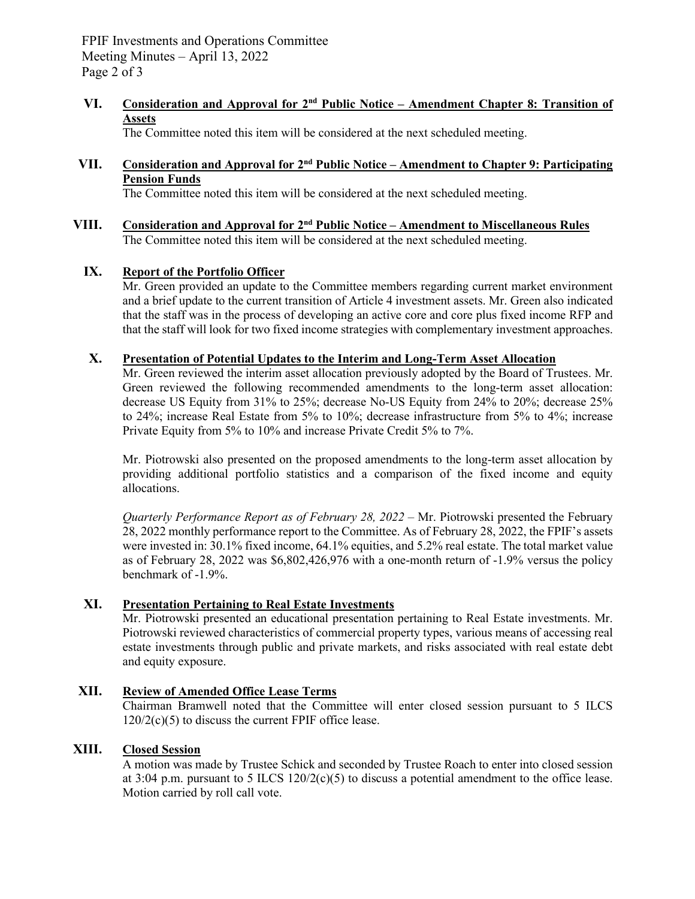## VI. Consideration and Approval for 2nd Public Notice – Amendment Chapter 8: Transition of Assets

The Committee noted this item will be considered at the next scheduled meeting.

## VII. Consideration and Approval for 2nd Public Notice – Amendment to Chapter 9: Participating Pension Funds

The Committee noted this item will be considered at the next scheduled meeting.

## VIII. Consideration and Approval for 2nd Public Notice – Amendment to Miscellaneous Rules

The Committee noted this item will be considered at the next scheduled meeting.

## IX. Report of the Portfolio Officer

Mr. Green provided an update to the Committee members regarding current market environment and a brief update to the current transition of Article 4 investment assets. Mr. Green also indicated that the staff was in the process of developing an active core and core plus fixed income RFP and that the staff will look for two fixed income strategies with complementary investment approaches.

## X. Presentation of Potential Updates to the Interim and Long-Term Asset Allocation

Mr. Green reviewed the interim asset allocation previously adopted by the Board of Trustees. Mr. Green reviewed the following recommended amendments to the long-term asset allocation: decrease US Equity from 31% to 25%; decrease No-US Equity from 24% to 20%; decrease 25% to 24%; increase Real Estate from 5% to 10%; decrease infrastructure from 5% to 4%; increase Private Equity from 5% to 10% and increase Private Credit 5% to 7%.

Mr. Piotrowski also presented on the proposed amendments to the long-term asset allocation by providing additional portfolio statistics and a comparison of the fixed income and equity allocations.

*Quarterly Performance Report as of February 28, 2022* – Mr. Piotrowski presented the February 28, 2022 monthly performance report to the Committee. As of February 28, 2022, the FPIF's assets were invested in: 30.1% fixed income, 64.1% equities, and 5.2% real estate. The total market value as of February 28, 2022 was $6,802,426,976 with a one-month return of -1.9% versus the policy benchmark of -1.9%.

## XI. Presentation Pertaining to Real Estate Investments

Mr. Piotrowski presented an educational presentation pertaining to Real Estate investments. Mr. Piotrowski reviewed characteristics of commercial property types, various means of accessing real estate investments through public and private markets, and risks associated with real estate debt and equity exposure.

## XII. Review of Amended Office Lease Terms

Chairman Bramwell noted that the Committee will enter closed session pursuant to 5 ILCS 120/2(c)(5) to discuss the current FPIF office lease.

## XIII. Closed Session

A motion was made by Trustee Schick and seconded by Trustee Roach to enter into closed session at 3:04 p.m. pursuant to 5 ILCS 120/2(c)(5) to discuss a potential amendment to the office lease. Motion carried by roll call vote.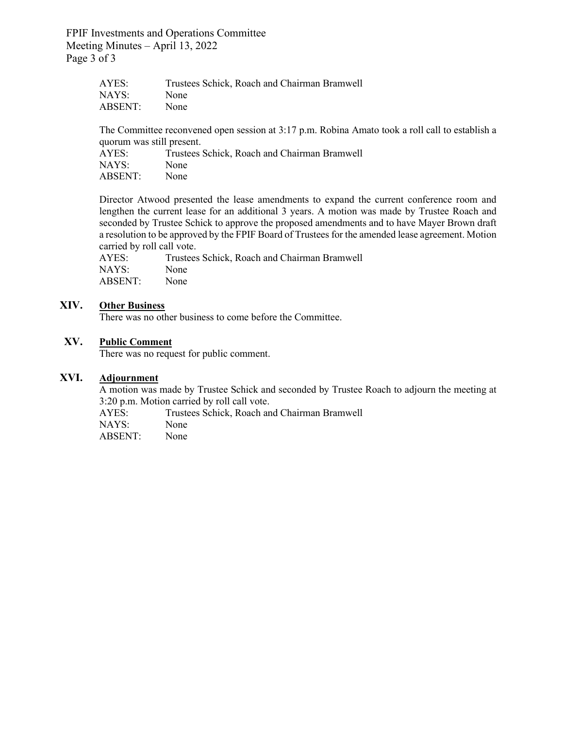AYES: Trustees Schick, Roach and Chairman Bramwell
NAYS: None
ABSENT: None

The Committee reconvened open session at 3:17 p.m. Robina Amato took a roll call to establish a quorum was still present.

AYES: Trustees Schick, Roach and Chairman Bramwell
NAYS: None
ABSENT: None

Director Atwood presented the lease amendments to expand the current conference room and lengthen the current lease for an additional 3 years. A motion was made by Trustee Roach and seconded by Trustee Schick to approve the proposed amendments and to have Mayer Brown draft a resolution to be approved by the FPIF Board of Trustees for the amended lease agreement. Motion carried by roll call vote.

AYES: Trustees Schick, Roach and Chairman Bramwell
NAYS: None
ABSENT: None

## XIV. Other Business

There was no other business to come before the Committee.

## XV. Public Comment

There was no request for public comment.

## XVI. Adjournment

A motion was made by Trustee Schick and seconded by Trustee Roach to adjourn the meeting at 3:20 p.m. Motion carried by roll call vote.

AYES: Trustees Schick, Roach and Chairman Bramwell
NAYS: None
ABSENT: None